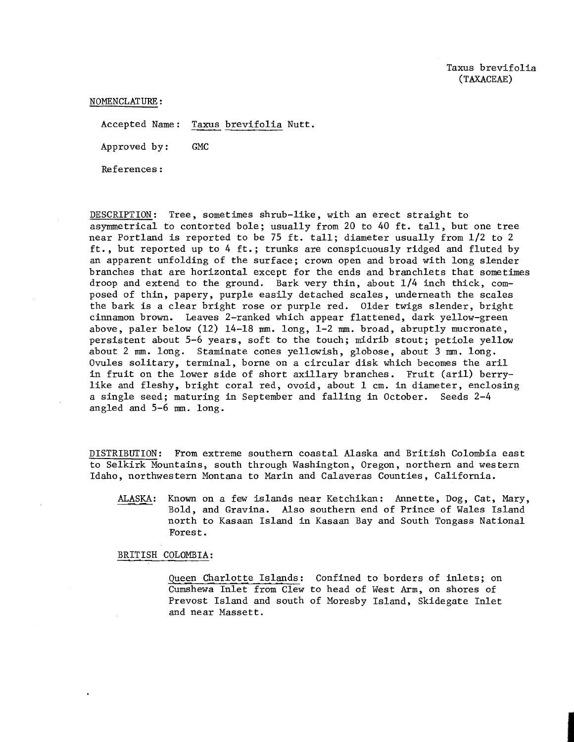Taxus brevifolia
(TAXACEAE)

NOMENCLATURE:

Accepted Name: Taxus brevifolia Nutt.

Approved by: GMC

References:

DESCRIPTION: Tree, sometimes shrub-like, with an erect straight to asymmetrical to contorted bole; usually from 20 to 40 ft. tall, but one tree near Portland is reported to be 75 ft. tall; diameter usually from 1/2 to 2 ft., but reported up to 4 ft.; trunks are conspicuously ridged and fluted by an apparent unfolding of the surface; crown open and broad with long slender branches that are horizontal except for the ends and branchlets that sometimes droop and extend to the ground. Bark very thin, about 1/4 inch thick, composed of thin, papery, purple easily detached scales, underneath the scales the bark is a clear bright rose or purple red. Older twigs slender, bright cinnamon brown. Leaves 2-ranked which appear flattened, dark yellow-green above, paler below (12) 14-18 mm. long, 1-2 mm. broad, abruptly mucronate, persistent about 5-6 years, soft to the touch; midrib stout; petiole yellow about 2 mm. long. Staminate cones yellowish, globose, about 3 mm. long. Ovules solitary, terminal, borne on a circular disk which becomes the aril in fruit on the lower side of short axillary branches. Fruit (aril) berry-like and fleshy, bright coral red, ovoid, about 1 cm. in diameter, enclosing a single seed; maturing in September and falling in October. Seeds 2-4 angled and 5-6 mm. long.

DISTRIBUTION: From extreme southern coastal Alaska and British Colombia east to Selkirk Mountains, south through Washington, Oregon, northern and western Idaho, northwestern Montana to Marin and Calaveras Counties, California.

ALASKA: Known on a few islands near Ketchikan: Annette, Dog, Cat, Mary, Bold, and Gravina. Also southern end of Prince of Wales Island north to Kasaan Island in Kasaan Bay and South Tongass National Forest.

BRITISH COLOMBIA:

Queen Charlotte Islands: Confined to borders of inlets; on Cumshewa Inlet from Clew to head of West Arm, on shores of Prevost Island and south of Moresby Island, Skidegate Inlet and near Massett.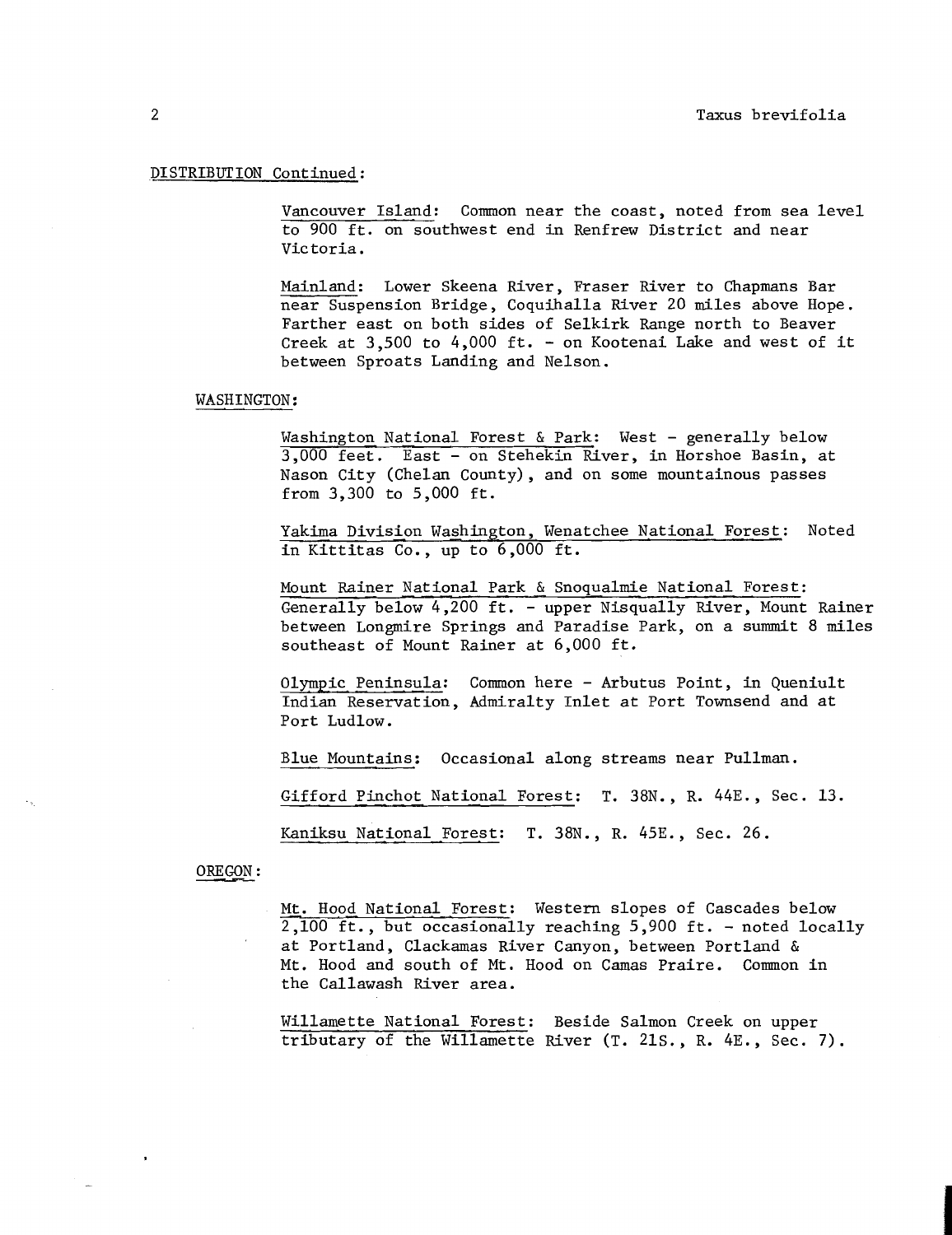DISTRIBUTION Continued:

Vancouver Island: Common near the coast, noted from sea level to 900 ft. on southwest end in Renfrew District and near Victoria.

Mainland: Lower Skeena River, Fraser River to Chapmans Bar near Suspension Bridge, Coquihalla River 20 miles above Hope. Farther east on both sides of Selkirk Range north to Beaver Creek at 3,500 to 4,000 ft. - on Kootenai Lake and west of it between Sproats Landing and Nelson.

WASHINGTON:

Washington National Forest & Park: West - generally below 3,000 feet. East - on Stehekin River, in Horshoe Basin, at Nason City (Chelan County), and on some mountainous passes from 3,300 to 5,000 ft.

Yakima Division Washington, Wenatchee National Forest: Noted in Kittitas Co., up to 6,000 ft.

Mount Rainer National Park & Snoqualmie National Forest: Generally below 4,200 ft. - upper Nisqually River, Mount Rainer between Longmire Springs and Paradise Park, on a summit 8 miles southeast of Mount Rainer at 6,000 ft.

Olympic Peninsula: Common here - Arbutus Point, in Queniult Indian Reservation, Admiralty Inlet at Port Townsend and at Port Ludlow.

Blue Mountains: Occasional along streams near Pullman.

Gifford Pinchot National Forest: T. 38N., R. 44E., Sec. 13.

Kaniksu National Forest: T. 38N., R. 45E., Sec. 26.

OREGON:

Mt. Hood National Forest: Western slopes of Cascades below 2,100 ft., but occasionally reaching 5,900 ft. - noted locally at Portland, Clackamas River Canyon, between Portland & Mt. Hood and south of Mt. Hood on Camas Praire. Common in the Callawash River area.

Willamette National Forest: Beside Salmon Creek on upper tributary of the Willamette River (T. 21S., R. 4E., Sec. 7).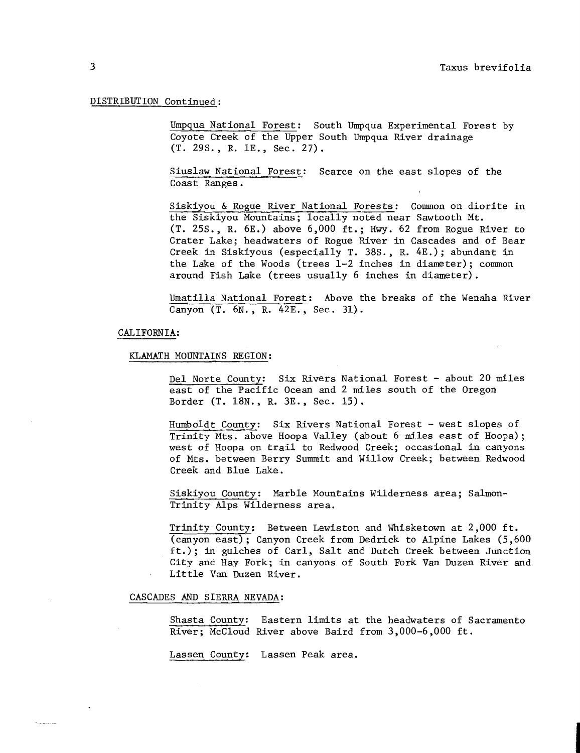DISTRIBUTION Continued:

Umpqua National Forest: South Umpqua Experimental Forest by Coyote Creek of the Upper South Umpqua River drainage (T. 29S., R. 1E., Sec. 27).

Siuslaw National Forest: Scarce on the east slopes of the Coast Ranges.

Siskiyou & Rogue River National Forests: Common on diorite in the Siskiyou Mountains; locally noted near Sawtooth Mt. (T. 25S., R. 6E.) above 6,000 ft.; Hwy. 62 from Rogue River to Crater Lake; headwaters of Rogue River in Cascades and of Bear Creek in Siskiyous (especially T. 38S., R. 4E.); abundant in the Lake of the Woods (trees 1-2 inches in diameter); common around Fish Lake (trees usually 6 inches in diameter).

Umatilla National Forest: Above the breaks of the Wenaha River Canyon (T. 6N., R. 42E., Sec. 31).

CALIFORNIA:

KLAMATH MOUNTAINS REGION:

Del Norte County: Six Rivers National Forest - about 20 miles east of the Pacific Ocean and 2 miles south of the Oregon Border (T. 18N., R. 3E., Sec. 15).

Humboldt County: Six Rivers National Forest - west slopes of Trinity Mts. above Hoopa Valley (about 6 miles east of Hoopa); west of Hoopa on trail to Redwood Creek; occasional in canyons of Mts. between Berry Summit and Willow Creek; between Redwood Creek and Blue Lake.

Siskiyou County: Marble Mountains Wilderness area; Salmon-Trinity Alps Wilderness area.

Trinity County: Between Lewiston and Whisketown at 2,000 ft. (canyon east); Canyon Creek from Dedrick to Alpine Lakes (5,600 ft.); in gulches of Carl, Salt and Dutch Creek between Junction City and Hay Fork; in canyons of South Fork Van Duzen River and Little Van Duzen River.

CASCADES AND SIERRA NEVADA:

Shasta County: Eastern limits at the headwaters of Sacramento River; McCloud River above Baird from 3,000-6,000 ft.

Lassen County: Lassen Peak area.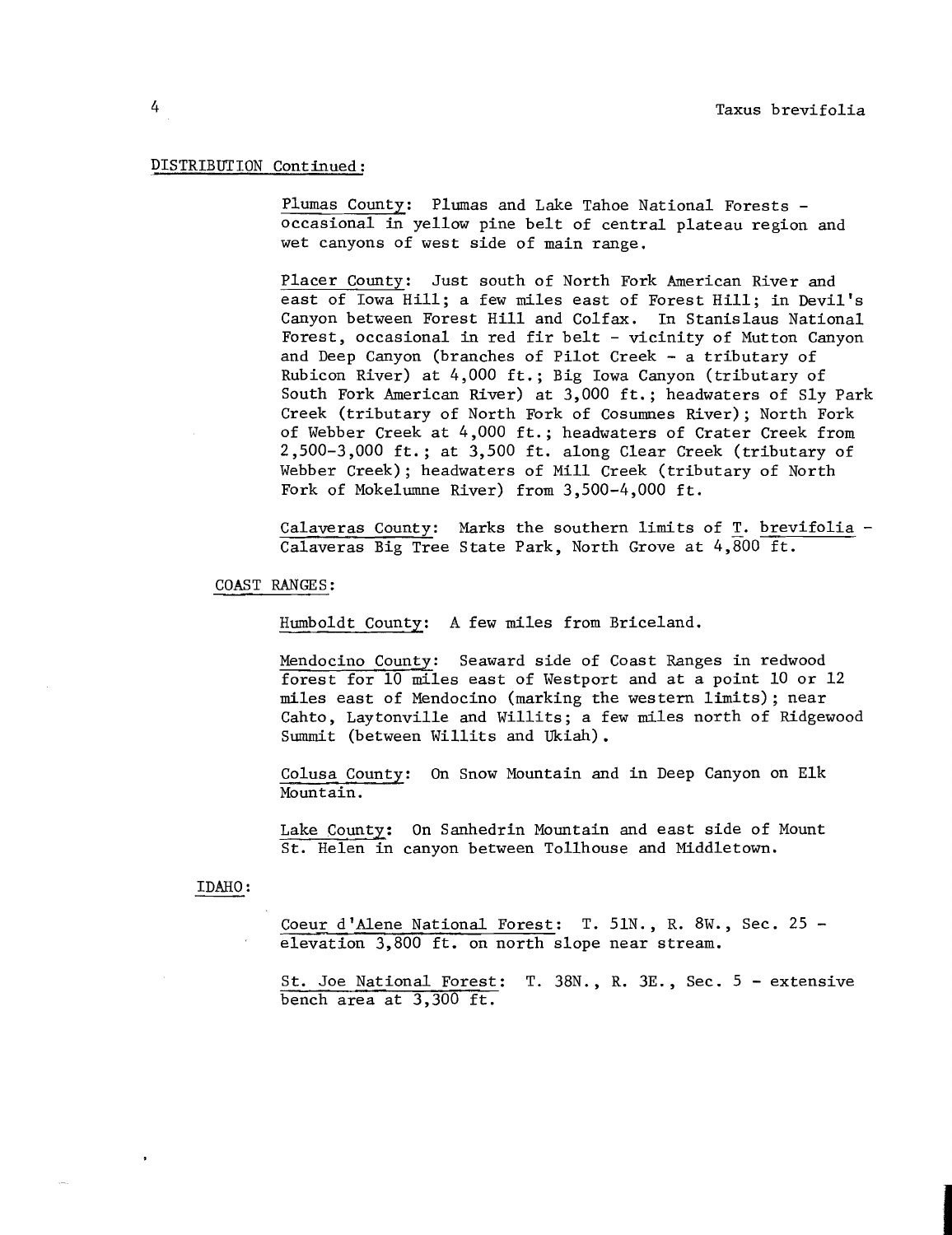DISTRIBUTION Continued:

Plumas County: Plumas and Lake Tahoe National Forests - occasional in yellow pine belt of central plateau region and wet canyons of west side of main range.

Placer County: Just south of North Fork American River and east of Iowa Hill; a few miles east of Forest Hill; in Devil's Canyon between Forest Hill and Colfax. In Stanislaus National Forest, occasional in red fir belt - vicinity of Mutton Canyon and Deep Canyon (branches of Pilot Creek - a tributary of Rubicon River) at 4,000 ft.; Big Iowa Canyon (tributary of South Fork American River) at 3,000 ft.; headwaters of Sly Park Creek (tributary of North Fork of Cosumnes River); North Fork of Webber Creek at 4,000 ft.; headwaters of Crater Creek from 2,500-3,000 ft.; at 3,500 ft. along Clear Creek (tributary of Webber Creek); headwaters of Mill Creek (tributary of North Fork of Mokelumne River) from 3,500-4,000 ft.

Calaveras County: Marks the southern limits of *T. brevifolia* - Calaveras Big Tree State Park, North Grove at 4,800 ft.

COAST RANGES:

Humboldt County: A few miles from Briceland.

Mendocino County: Seaward side of Coast Ranges in redwood forest for 10 miles east of Westport and at a point 10 or 12 miles east of Mendocino (marking the western limits); near Cahto, Laytonville and Willits; a few miles north of Ridgewood Summit (between Willits and Ukiah).

Colusa County: On Snow Mountain and in Deep Canyon on Elk Mountain.

Lake County: On Sanhedrin Mountain and east side of Mount St. Helen in canyon between Tollhouse and Middletown.

IDAHO:

Coeur d'Alene National Forest: T. 51N., R. 8W., Sec. 25 - elevation 3,800 ft. on north slope near stream.

St. Joe National Forest: T. 38N., R. 3E., Sec. 5 - extensive bench area at 3,300 ft.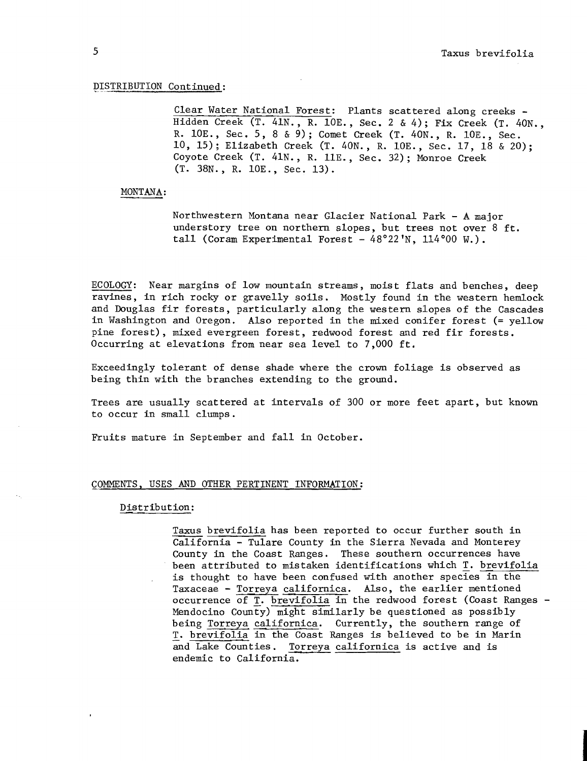DISTRIBUTION Continued:

Clear Water National Forest: Plants scattered along creeks - Hidden Creek (T. 41N., R. 10E., Sec. 2 & 4); Fix Creek (T. 40N., R. 10E., Sec. 5, 8 & 9); Comet Creek (T. 40N., R. 10E., Sec. 10, 15); Elizabeth Creek (T. 40N., R. 10E., Sec. 17, 18 & 20); Coyote Creek (T. 41N., R. 11E., Sec. 32); Monroe Creek (T. 38N., R. 10E., Sec. 13).

MONTANA:

Northwestern Montana near Glacier National Park - A major understory tree on northern slopes, but trees not over 8 ft. tall (Coram Experimental Forest - 48°22'N, 114°00 W.).

ECOLOGY: Near margins of low mountain streams, moist flats and benches, deep ravines, in rich rocky or gravelly soils. Mostly found in the western hemlock and Douglas fir forests, particularly along the western slopes of the Cascades in Washington and Oregon. Also reported in the mixed conifer forest (= yellow pine forest), mixed evergreen forest, redwood forest and red fir forests. Occurring at elevations from near sea level to 7,000 ft.

Exceedingly tolerant of dense shade where the crown foliage is observed as being thin with the branches extending to the ground.

Trees are usually scattered at intervals of 300 or more feet apart, but known to occur in small clumps.

Fruits mature in September and fall in October.

COMMENTS, USES AND OTHER PERTINENT INFORMATION:

Distribution:

*Taxus brevifolia* has been reported to occur further south in California - Tulare County in the Sierra Nevada and Monterey County in the Coast Ranges. These southern occurrences have been attributed to mistaken identifications which *T. brevifolia* is thought to have been confused with another species in the Taxaceae - *Torreya californica*. Also, the earlier mentioned occurrence of *T. brevifolia* in the redwood forest (Coast Ranges - Mendocino County) might similarly be questioned as possibly being *Torreya californica*. Currently, the southern range of *T. brevifolia* in the Coast Ranges is believed to be in Marin and Lake Counties. *Torreya californica* is active and is endemic to California.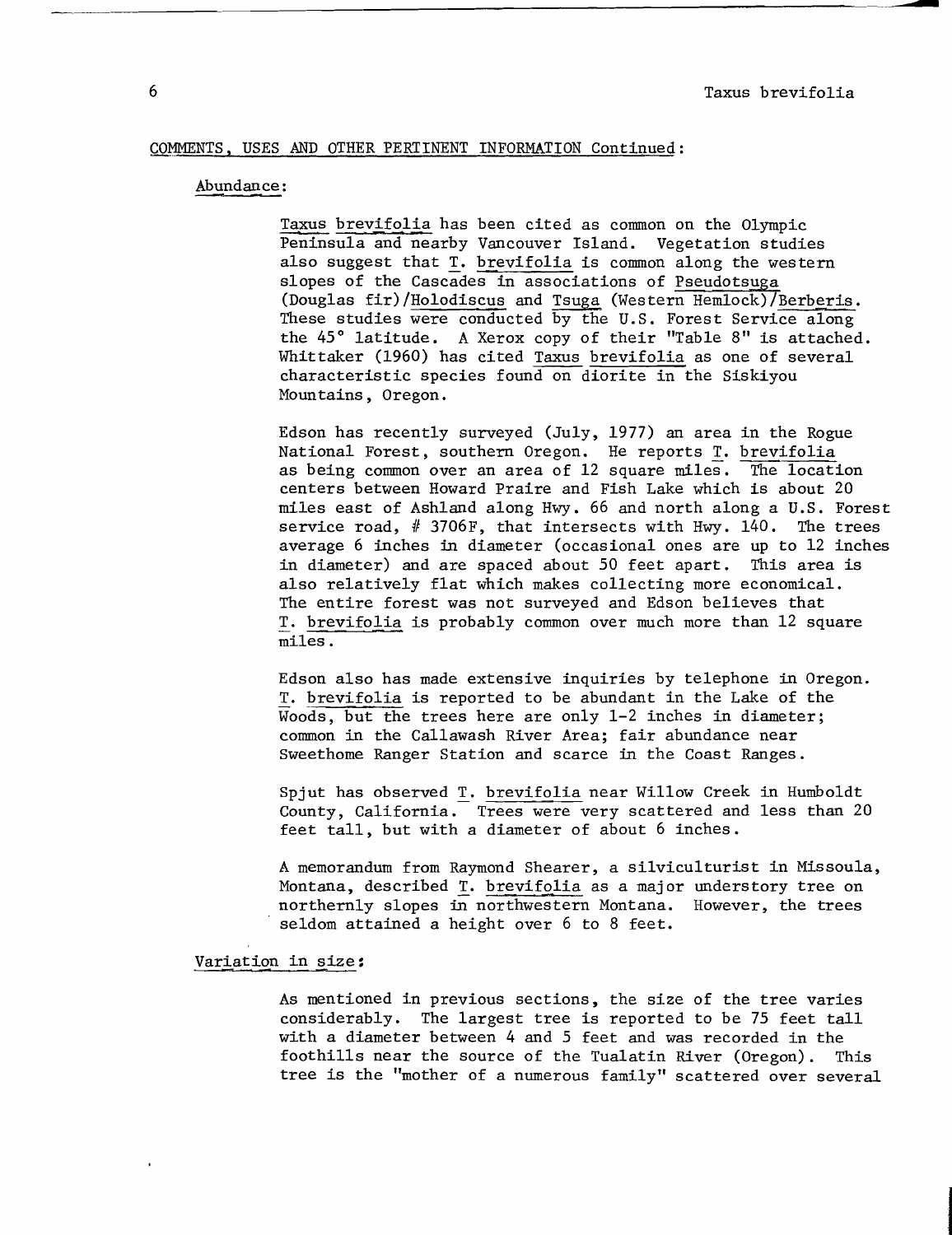COMMENTS, USES AND OTHER PERTINENT INFORMATION Continued:

Abundance:

*Taxus brevifolia* has been cited as common on the Olympic Peninsula and nearby Vancouver Island. Vegetation studies also suggest that *T. brevifolia* is common along the western slopes of the Cascades in associations of *Pseudotsuga* (Douglas fir)/*Holodiscus* and *Tsuga* (Western Hemlock)/*Berberis*. These studies were conducted by the U.S. Forest Service along the 45° latitude. A Xerox copy of their "Table 8" is attached. Whittaker (1960) has cited *Taxus brevifolia* as one of several characteristic species found on diorite in the Siskiyou Mountains, Oregon.

Edson has recently surveyed (July, 1977) an area in the Rogue National Forest, southern Oregon. He reports *T. brevifolia* as being common over an area of 12 square miles. The location centers between Howard Praire and Fish Lake which is about 20 miles east of Ashland along Hwy. 66 and north along a U.S. Forest service road, # 3706F, that intersects with Hwy. 140. The trees average 6 inches in diameter (occasional ones are up to 12 inches in diameter) and are spaced about 50 feet apart. This area is also relatively flat which makes collecting more economical. The entire forest was not surveyed and Edson believes that *T. brevifolia* is probably common over much more than 12 square miles.

Edson also has made extensive inquiries by telephone in Oregon. *T. brevifolia* is reported to be abundant in the Lake of the Woods, but the trees here are only 1-2 inches in diameter; common in the Callawash River Area; fair abundance near Sweethome Ranger Station and scarce in the Coast Ranges.

Spjut has observed *T. brevifolia* near Willow Creek in Humboldt County, California. Trees were very scattered and less than 20 feet tall, but with a diameter of about 6 inches.

A memorandum from Raymond Shearer, a silviculturist in Missoula, Montana, described *T. brevifolia* as a major understory tree on northernly slopes in northwestern Montana. However, the trees seldom attained a height over 6 to 8 feet.

Variation in size:

As mentioned in previous sections, the size of the tree varies considerably. The largest tree is reported to be 75 feet tall with a diameter between 4 and 5 feet and was recorded in the foothills near the source of the Tualatin River (Oregon). This tree is the "mother of a numerous family" scattered over several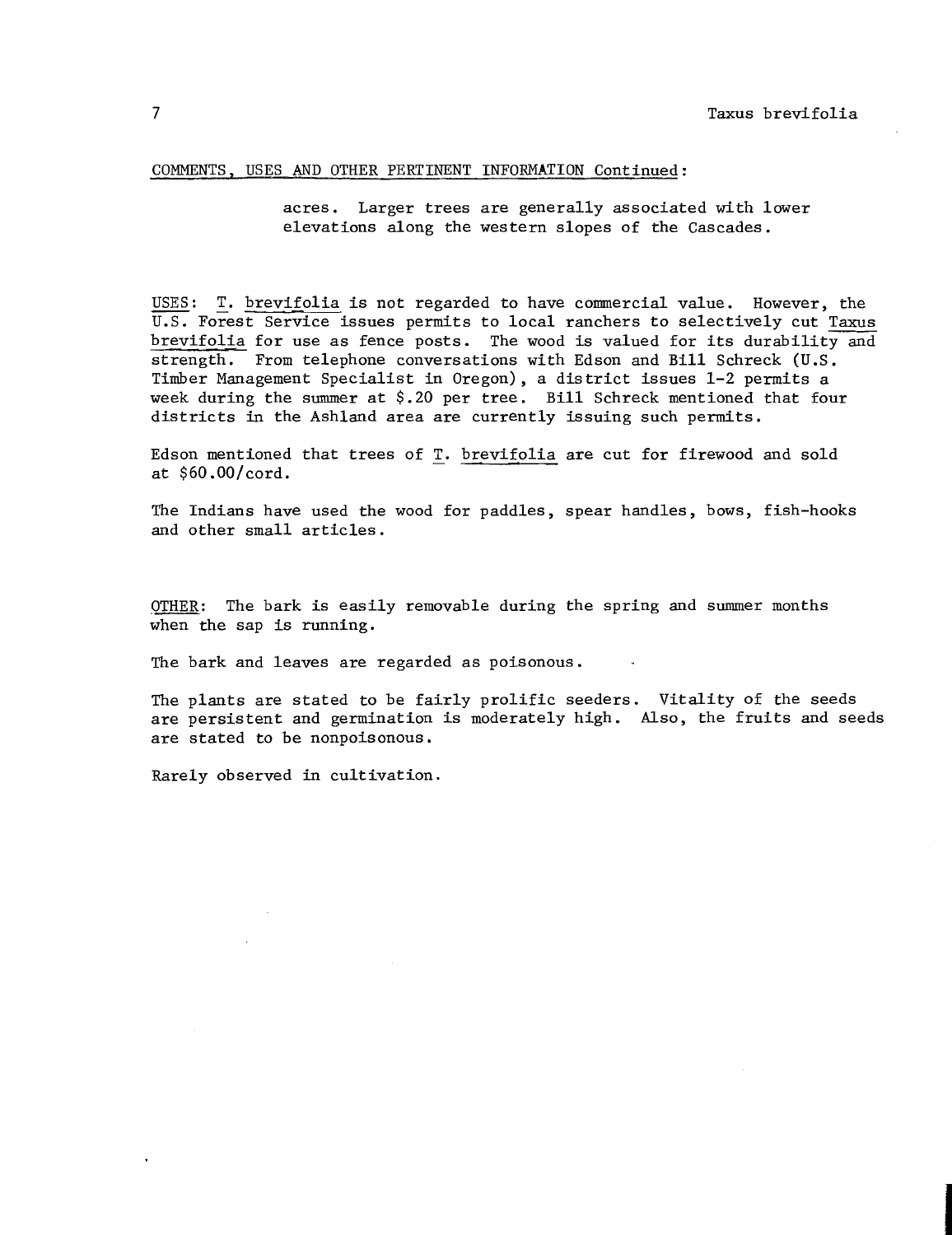COMMENTS, USES AND OTHER PERTINENT INFORMATION Continued:

acres. Larger trees are generally associated with lower elevations along the western slopes of the Cascades.

USES: *T. brevifolia* is not regarded to have commercial value. However, the U.S. Forest Service issues permits to local ranchers to selectively cut *Taxus brevifolia* for use as fence posts. The wood is valued for its durability and strength. From telephone conversations with Edson and Bill Schreck (U.S. Timber Management Specialist in Oregon), a district issues 1-2 permits a week during the summer at $.20 per tree. Bill Schreck mentioned that four districts in the Ashland area are currently issuing such permits.

Edson mentioned that trees of *T. brevifolia* are cut for firewood and sold at $60.00/cord.

The Indians have used the wood for paddles, spear handles, bows, fish-hooks and other small articles.

OTHER: The bark is easily removable during the spring and summer months when the sap is running.

The bark and leaves are regarded as poisonous.

The plants are stated to be fairly prolific seeders. Vitality of the seeds are persistent and germination is moderately high. Also, the fruits and seeds are stated to be nonpoisonous.

Rarely observed in cultivation.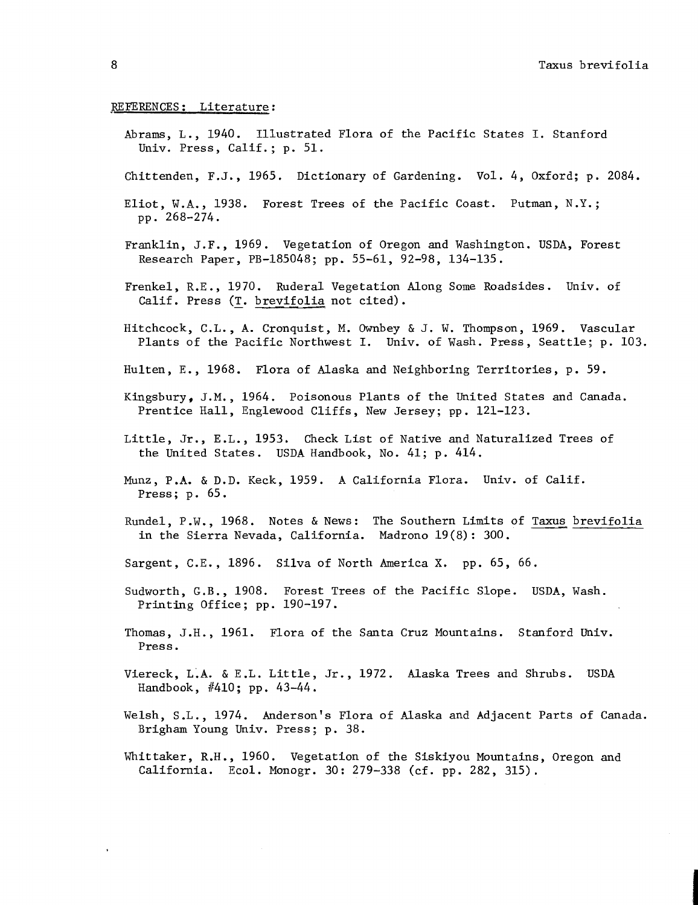REFERENCES: Literature:

Abrams, L., 1940. Illustrated Flora of the Pacific States I. Stanford Univ. Press, Calif.; p. 51.

Chittenden, F.J., 1965. Dictionary of Gardening. Vol. 4, Oxford; p. 2084.

Eliot, W.A., 1938. Forest Trees of the Pacific Coast. Putman, N.Y.; pp. 268-274.

Franklin, J.F., 1969. Vegetation of Oregon and Washington. USDA, Forest Research Paper, PB-185048; pp. 55-61, 92-98, 134-135.

Frenkel, R.E., 1970. Ruderal Vegetation Along Some Roadsides. Univ. of Calif. Press (T. brevifolia not cited).

Hitchcock, C.L., A. Cronquist, M. Ownbey & J. W. Thompson, 1969. Vascular Plants of the Pacific Northwest I. Univ. of Wash. Press, Seattle; p. 103.

Hulten, E., 1968. Flora of Alaska and Neighboring Territories, p. 59.

Kingsbury, J.M., 1964. Poisonous Plants of the United States and Canada. Prentice Hall, Englewood Cliffs, New Jersey; pp. 121-123.

Little, Jr., E.L., 1953. Check List of Native and Naturalized Trees of the United States. USDA Handbook, No. 41; p. 414.

Munz, P.A. & D.D. Keck, 1959. A California Flora. Univ. of Calif. Press; p. 65.

Rundel, P.W., 1968. Notes & News: The Southern Limits of Taxus brevifolia in the Sierra Nevada, California. Madrono 19(8): 300.

Sargent, C.E., 1896. Silva of North America X. pp. 65, 66.

Sudworth, G.B., 1908. Forest Trees of the Pacific Slope. USDA, Wash. Printing Office; pp. 190-197.

Thomas, J.H., 1961. Flora of the Santa Cruz Mountains. Stanford Univ. Press.

Viereck, L.A. & E.L. Little, Jr., 1972. Alaska Trees and Shrubs. USDA Handbook, #410; pp. 43-44.

Welsh, S.L., 1974. Anderson's Flora of Alaska and Adjacent Parts of Canada. Brigham Young Univ. Press; p. 38.

Whittaker, R.H., 1960. Vegetation of the Siskiyou Mountains, Oregon and California. Ecol. Monogr. 30: 279-338 (cf. pp. 282, 315).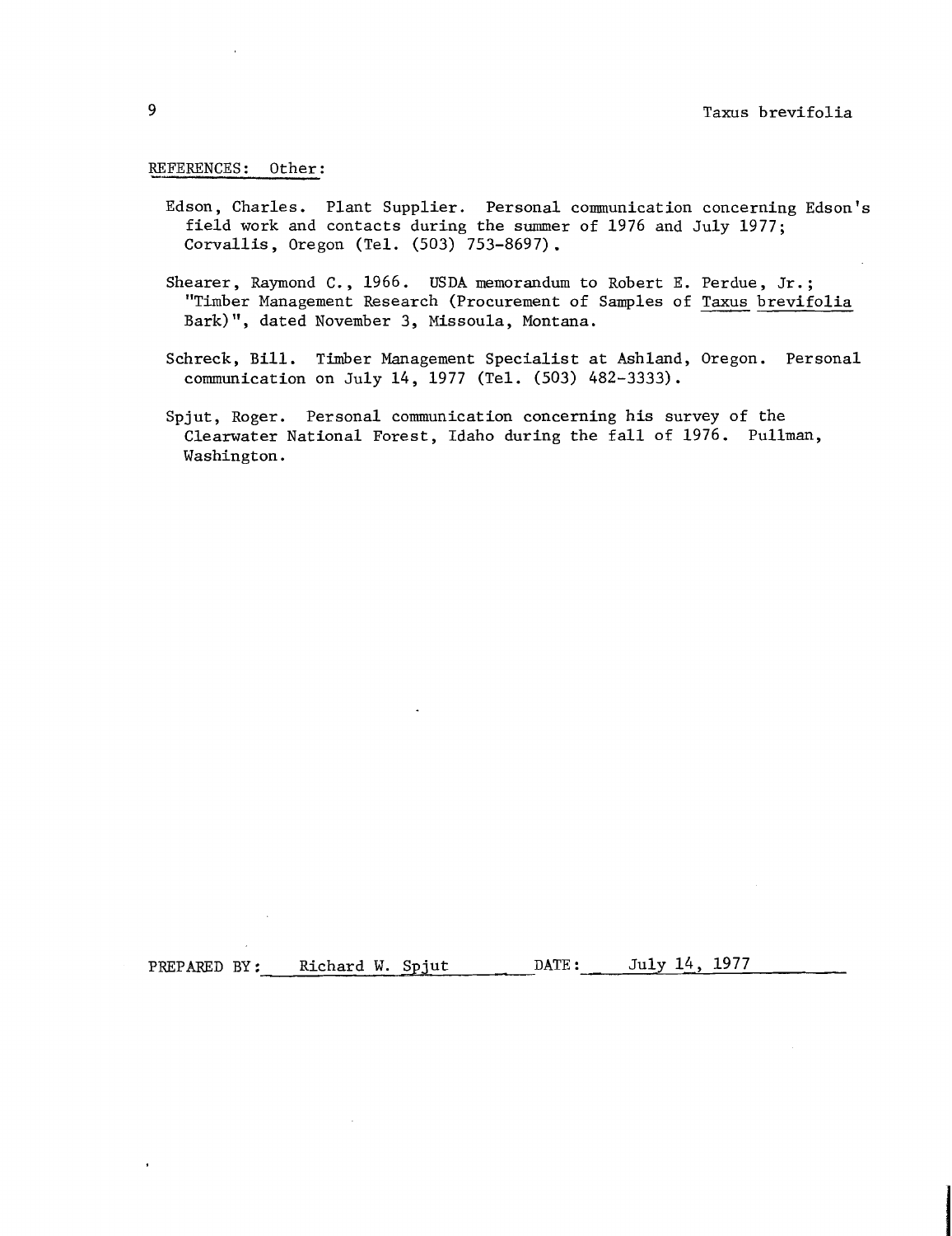REFERENCES: Other:

Edson, Charles. Plant Supplier. Personal communication concerning Edson's field work and contacts during the summer of 1976 and July 1977; Corvallis, Oregon (Tel. (503) 753-8697).

Shearer, Raymond C., 1966. USDA memorandum to Robert E. Perdue, Jr.; "Timber Management Research (Procurement of Samples of Taxus brevifolia Bark)", dated November 3, Missoula, Montana.

Schreck, Bill. Timber Management Specialist at Ashland, Oregon. Personal communication on July 14, 1977 (Tel. (503) 482-3333).

Spjut, Roger. Personal communication concerning his survey of the Clearwater National Forest, Idaho during the fall of 1976. Pullman, Washington.

PREPARED BY: Richard W. Spjut DATE: July 14, 1977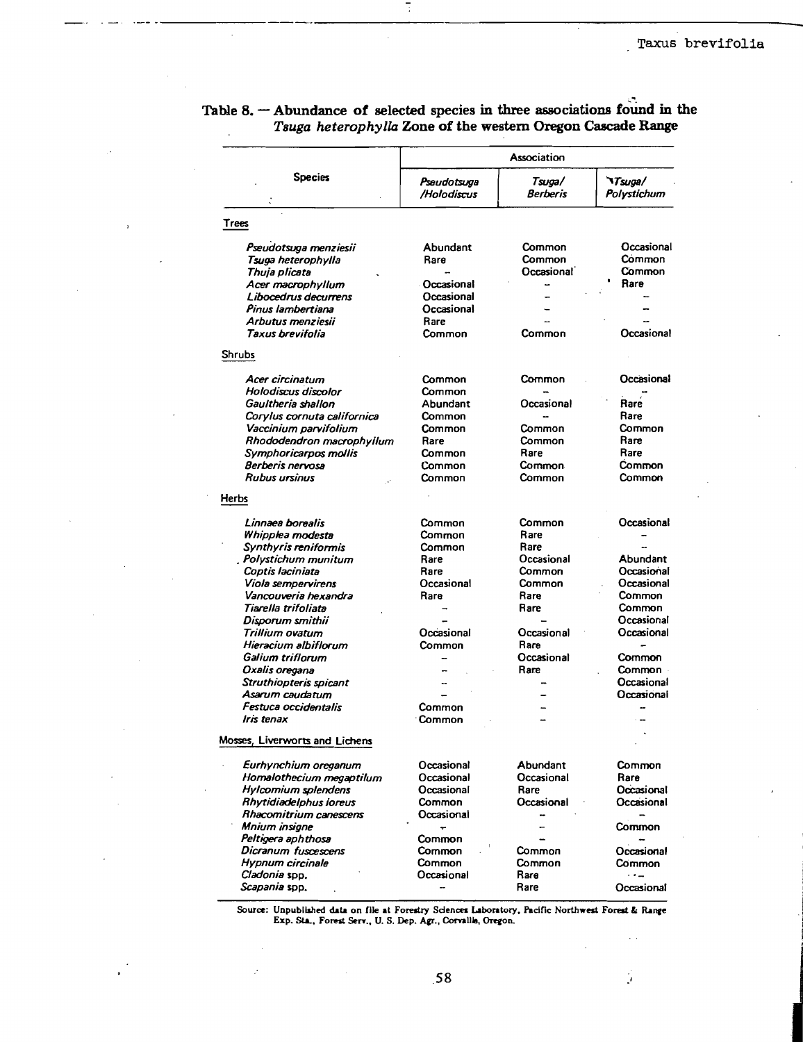**Table 8. — Abundance of selected species in three associations found in the *Tsuga heterophylla* Zone of the western Oregon Cascade Range**

| Species | Association | | |
|---|---|---|---|
| | *Pseudotsuga/Holodiscus* | *Tsuga/Berberis* | *Tsuga/Polystichum* |
| **Trees** | | | |
| *Pseudotsuga menziesii* | Abundant | Common | Occasional |
| *Tsuga heterophylla* | Rare | Common | Common |
| *Thuja plicata* | – | Occasional | Common |
| *Acer macrophyllum* | Occasional | – | Rare |
| *Libocedrus decurrens* | Occasional | – | – |
| *Pinus lambertiana* | Occasional | – | – |
| *Arbutus menziesii* | Rare | – | – |
| *Taxus brevifolia* | Common | Common | Occasional |
| **Shrubs** | | | |
| *Acer circinatum* | Common | Common | Occasional |
| *Holodiscus discolor* | Common | – | – |
| *Gaultheria shallon* | Abundant | Occasional | Rare |
| *Corylus cornuta californica* | Common | – | Rare |
| *Vaccinium parvifolium* | Common | Common | Common |
| *Rhododendron macrophyllum* | Rare | Common | Rare |
| *Symphoricarpos mollis* | Common | Rare | Rare |
| *Berberis nervosa* | Common | Common | Common |
| *Rubus ursinus* | Common | Common | Common |
| **Herbs** | | | |
| *Linnaea borealis* | Common | Common | Occasional |
| *Whipplea modesta* | Common | Rare | – |
| *Synthyris reniformis* | Common | Rare | – |
| *Polystichum munitum* | Rare | Occasional | Abundant |
| *Coptis laciniata* | Rare | Common | Occasional |
| *Viola sempervirens* | Occasional | Common | Occasional |
| *Vancouveria hexandra* | Rare | Rare | Common |
| *Tiarella trifoliata* | – | Rare | Common |
| *Disporum smithii* | – | – | Occasional |
| *Trillium ovatum* | Occasional | Occasional | Occasional |
| *Hieracium albiflorum* | Common | Rare | – |
| *Galium triflorum* | – | Occasional | Common |
| *Oxalis oregana* | – | Rare | Common |
| *Struthiopteris spicant* | – | – | Occasional |
| *Asarum caudatum* | – | – | Occasional |
| *Festuca occidentalis* | Common | – | – |
| *Iris tenax* | Common | – | – |
| **Mosses, Liverworts and Lichens** | | | |
| *Eurhynchium oreganum* | Occasional | Abundant | Common |
| *Homalothecium megaptilum* | Occasional | Occasional | Rare |
| *Hylcomium splendens* | Occasional | Rare | Occasional |
| *Rhytidiadelphus loreus* | Common | Occasional | Occasional |
| *Rhacomitrium canescens* | Occasional | – | – |
| *Mnium insigne* | – | – | Common |
| *Peltigera aphthosa* | Common | – | – |
| *Dicranum fuscescens* | Common | Common | Occasional |
| *Hypnum circinale* | Common | Common | Common |
| *Cladonia* spp. | Occasional | Rare | – |
| *Scapania* spp. | – | Rare | Occasional |

Source: Unpublished data on file at Forestry Sciences Laboratory, Pacific Northwest Forest & Range Exp. Sta., Forest Serv., U. S. Dep. Agr., Corvallis, Oregon.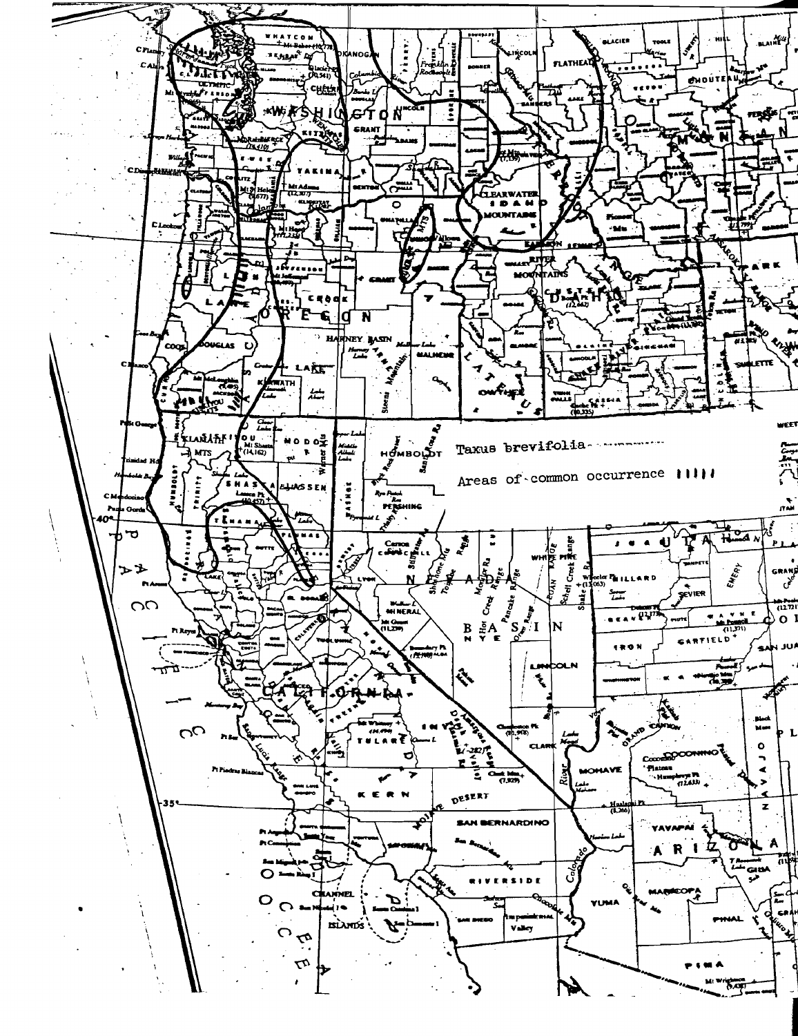Taxus brevifolia

Areas of common occurrence |||||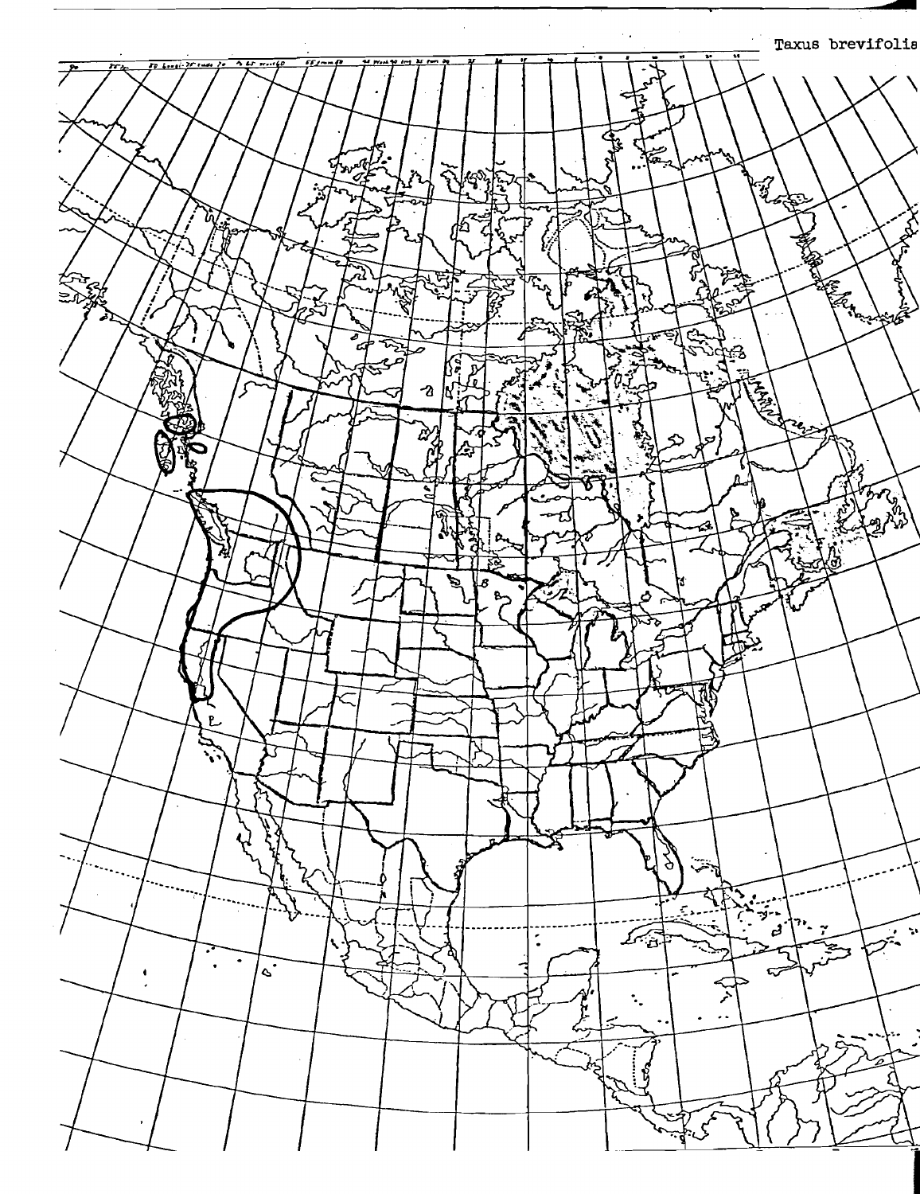Taxus brevifolia